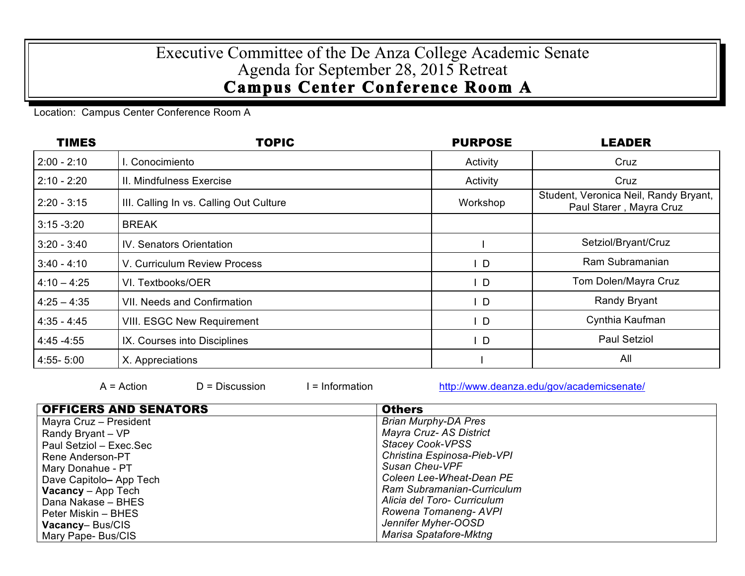# Executive Committee of the De Anza College Academic Senate
# Agenda for September 28, 2015 Retreat
# **Campus Center Conference Room A**

Location: Campus Center Conference Room A

| TIMES | TOPIC | PURPOSE | LEADER |
|---|---|---|---|
| 2:00 - 2:10 | I. Conocimiento | Activity | Cruz |
| 2:10 - 2:20 | II. Mindfulness Exercise | Activity | Cruz |
| 2:20 - 3:15 | III. Calling In vs. Calling Out Culture | Workshop | Student, Veronica Neil, Randy Bryant, Paul Starer , Mayra Cruz |
| 3:15 -3:20 | BREAK | | |
| 3:20 - 3:40 | IV. Senators Orientation | I | Setziol/Bryant/Cruz |
| 3:40 - 4:10 | V. Curriculum Review Process | I D | Ram Subramanian |
| 4:10 – 4:25 | VI. Textbooks/OER | I D | Tom Dolen/Mayra Cruz |
| 4:25 – 4:35 | VII. Needs and Confirmation | I D | Randy Bryant |
| 4:35 - 4:45 | VIII. ESGC New Requirement | I D | Cynthia Kaufman |
| 4:45 -4:55 | IX. Courses into Disciplines | I D | Paul Setziol |
| 4:55- 5:00 | X. Appreciations | I | All |

A = Action D = Discussion I = Information http://www.deanza.edu/gov/academicsenate/

| OFFICERS AND SENATORS | Others |
|---|---|
| Mayra Cruz – President | *Brian Murphy-DA Pres* |
| Randy Bryant – VP | *Mayra Cruz- AS District* |
| Paul Setziol – Exec.Sec | *Stacey Cook-VPSS* |
| Rene Anderson-PT | *Christina Espinosa-Pieb-VPI* |
| Mary Donahue - PT | *Susan Cheu-VPF* |
| Dave Capitolo**–** App Tech | *Coleen Lee-Wheat-Dean PE* |
| **Vacancy** – App Tech | *Ram Subramanian-Curriculum* |
| Dana Nakase – BHES | *Alicia del Toro- Curriculum* |
| Peter Miskin – BHES | *Rowena Tomaneng- AVPI* |
| **Vacancy**– Bus/CIS | *Jennifer Myher-OOSD* |
| Mary Pape- Bus/CIS | *Marisa Spatafore-Mktng* |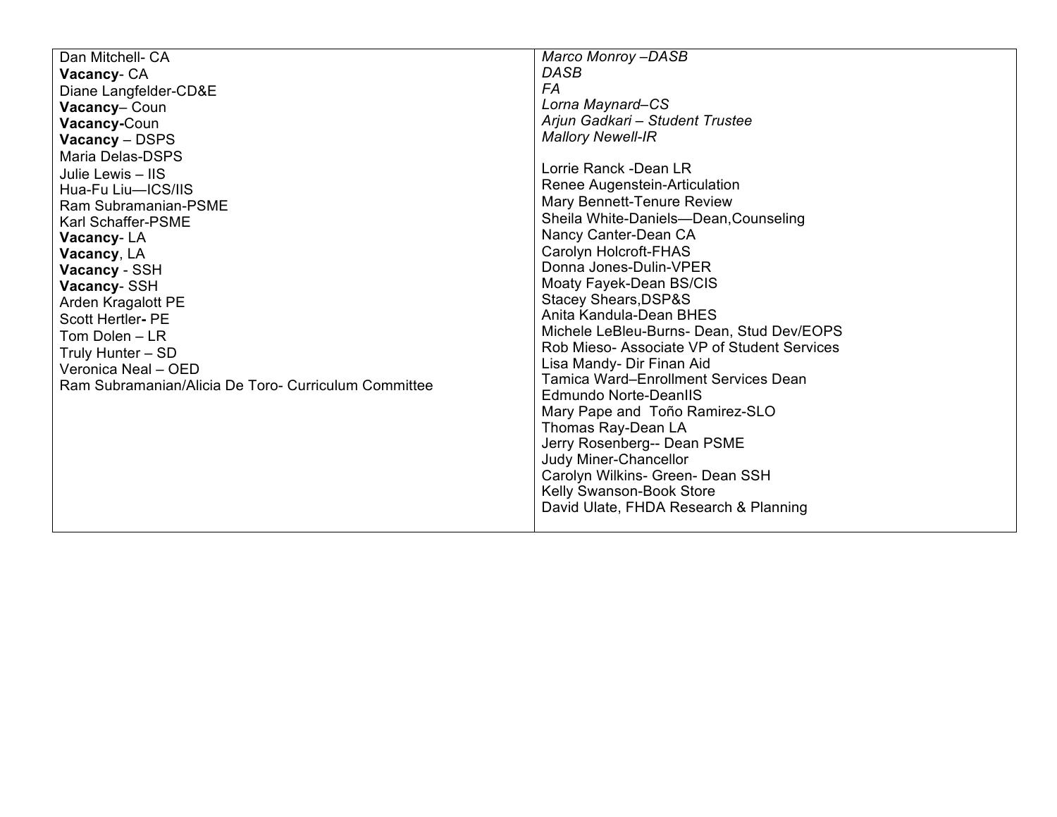| | |
|---|---|
| Dan Mitchell- CA<br>**Vacancy**- CA<br>Diane Langfelder-CD&E<br>**Vacancy**– Coun<br>**Vacancy-**Coun<br>**Vacancy** – DSPS<br>Maria Delas-DSPS<br>Julie Lewis – IIS<br>Hua-Fu Liu—ICS/IIS<br>Ram Subramanian-PSME<br>Karl Schaffer-PSME<br>**Vacancy**- LA<br>**Vacancy**, LA<br>**Vacancy** - SSH<br>**Vacancy**- SSH<br>Arden Kragalott PE<br>Scott Hertler**-** PE<br>Tom Dolen – LR<br>Truly Hunter – SD<br>Veronica Neal – OED<br>Ram Subramanian/Alicia De Toro- Curriculum Committee | *Marco Monroy –DASB*<br>*DASB*<br>*FA*<br>*Lorna Maynard–CS*<br>*Arjun Gadkari – Student Trustee*<br>*Mallory Newell-IR*<br><br>Lorrie Ranck -Dean LR<br>Renee Augenstein-Articulation<br>Mary Bennett-Tenure Review<br>Sheila White-Daniels—Dean,Counseling<br>Nancy Canter-Dean CA<br>Carolyn Holcroft-FHAS<br>Donna Jones-Dulin-VPER<br>Moaty Fayek-Dean BS/CIS<br>Stacey Shears,DSP&S<br>Anita Kandula-Dean BHES<br>Michele LeBleu-Burns- Dean, Stud Dev/EOPS<br>Rob Mieso- Associate VP of Student Services<br>Lisa Mandy- Dir Finan Aid<br>Tamica Ward–Enrollment Services Dean<br>Edmundo Norte-DeanIIS<br>Mary Pape and Toño Ramirez-SLO<br>Thomas Ray-Dean LA<br>Jerry Rosenberg-- Dean PSME<br>Judy Miner-Chancellor<br>Carolyn Wilkins- Green- Dean SSH<br>Kelly Swanson-Book Store<br>David Ulate, FHDA Research & Planning |